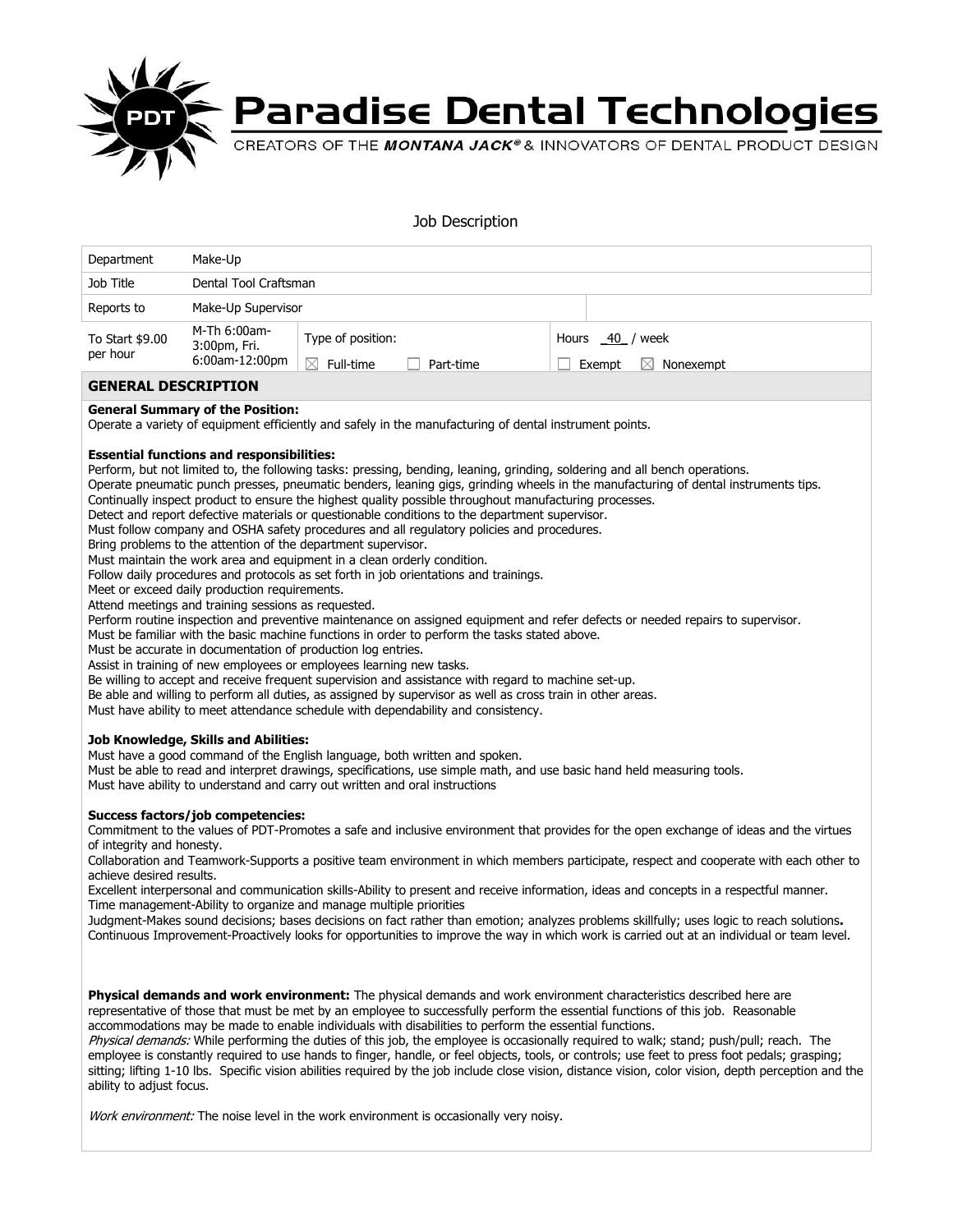# Paradise Dental Technologies

CREATORS OF THE ***MONTANA JACK®*** & INNOVATORS OF DENTAL PRODUCT DESIGN

Job Description

| Department | Make-Up | | |
|---|---|---|---|
| Job Title | Dental Tool Craftsman | | |
| Reports to | Make-Up Supervisor | | |
| To Start $9.00 per hour | M-Th 6:00am-3:00pm, Fri. 6:00am-12:00pm | Type of position: ☒ Full-time ☐ Part-time | Hours 40 / week ☐ Exempt ☒ Nonexempt |

## GENERAL DESCRIPTION

**General Summary of the Position:**
Operate a variety of equipment efficiently and safely in the manufacturing of dental instrument points.

**Essential functions and responsibilities:**
Perform, but not limited to, the following tasks: pressing, bending, leaning, grinding, soldering and all bench operations.
Operate pneumatic punch presses, pneumatic benders, leaning gigs, grinding wheels in the manufacturing of dental instruments tips.
Continually inspect product to ensure the highest quality possible throughout manufacturing processes.
Detect and report defective materials or questionable conditions to the department supervisor.
Must follow company and OSHA safety procedures and all regulatory policies and procedures.
Bring problems to the attention of the department supervisor.
Must maintain the work area and equipment in a clean orderly condition.
Follow daily procedures and protocols as set forth in job orientations and trainings.
Meet or exceed daily production requirements.
Attend meetings and training sessions as requested.
Perform routine inspection and preventive maintenance on assigned equipment and refer defects or needed repairs to supervisor.
Must be familiar with the basic machine functions in order to perform the tasks stated above.
Must be accurate in documentation of production log entries.
Assist in training of new employees or employees learning new tasks.
Be willing to accept and receive frequent supervision and assistance with regard to machine set-up.
Be able and willing to perform all duties, as assigned by supervisor as well as cross train in other areas.
Must have ability to meet attendance schedule with dependability and consistency.

**Job Knowledge, Skills and Abilities:**
Must have a good command of the English language, both written and spoken.
Must be able to read and interpret drawings, specifications, use simple math, and use basic hand held measuring tools.
Must have ability to understand and carry out written and oral instructions

**Success factors/job competencies:**
Commitment to the values of PDT-Promotes a safe and inclusive environment that provides for the open exchange of ideas and the virtues of integrity and honesty.
Collaboration and Teamwork-Supports a positive team environment in which members participate, respect and cooperate with each other to achieve desired results.
Excellent interpersonal and communication skills-Ability to present and receive information, ideas and concepts in a respectful manner.
Time management-Ability to organize and manage multiple priorities
Judgment-Makes sound decisions; bases decisions on fact rather than emotion; analyzes problems skillfully; uses logic to reach solutions**.**
Continuous Improvement-Proactively looks for opportunities to improve the way in which work is carried out at an individual or team level.

**Physical demands and work environment:** The physical demands and work environment characteristics described here are representative of those that must be met by an employee to successfully perform the essential functions of this job. Reasonable accommodations may be made to enable individuals with disabilities to perform the essential functions.
*Physical demands:* While performing the duties of this job, the employee is occasionally required to walk; stand; push/pull; reach. The employee is constantly required to use hands to finger, handle, or feel objects, tools, or controls; use feet to press foot pedals; grasping; sitting; lifting 1-10 lbs. Specific vision abilities required by the job include close vision, distance vision, color vision, depth perception and the ability to adjust focus.

*Work environment:* The noise level in the work environment is occasionally very noisy.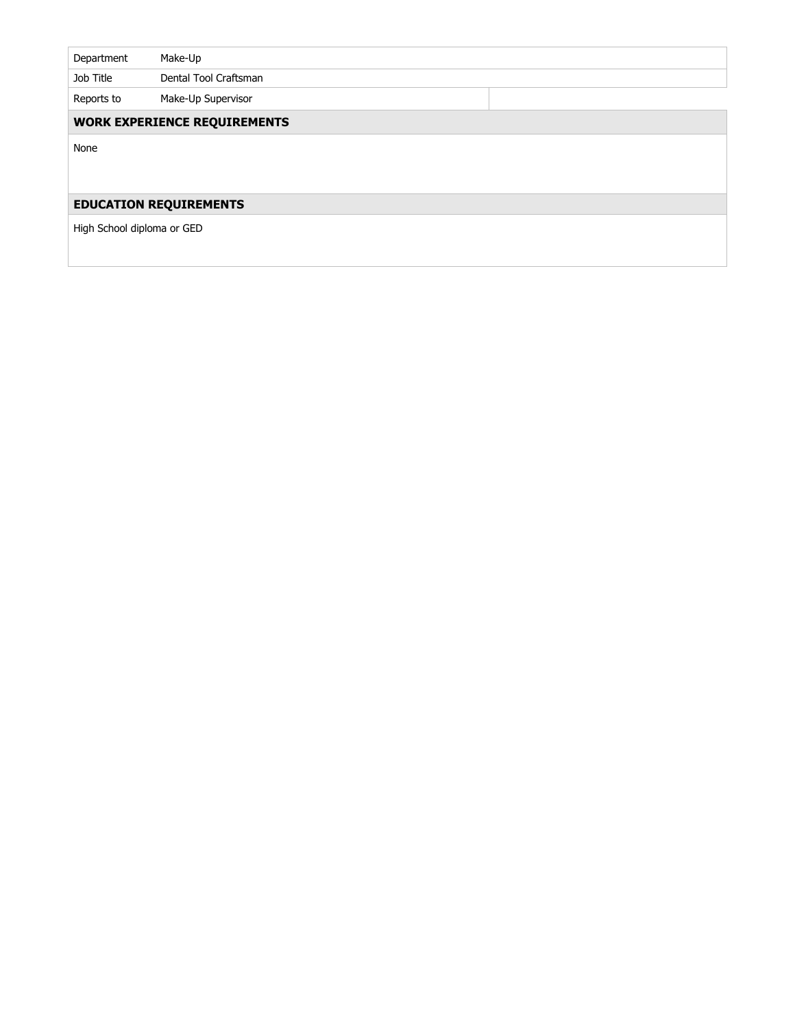| | | |
|---|---|---|
| Department | Make-Up | |
| Job Title | Dental Tool Craftsman | |
| Reports to | Make-Up Supervisor | |

## WORK EXPERIENCE REQUIREMENTS

None

## EDUCATION REQUIREMENTS

High School diploma or GED